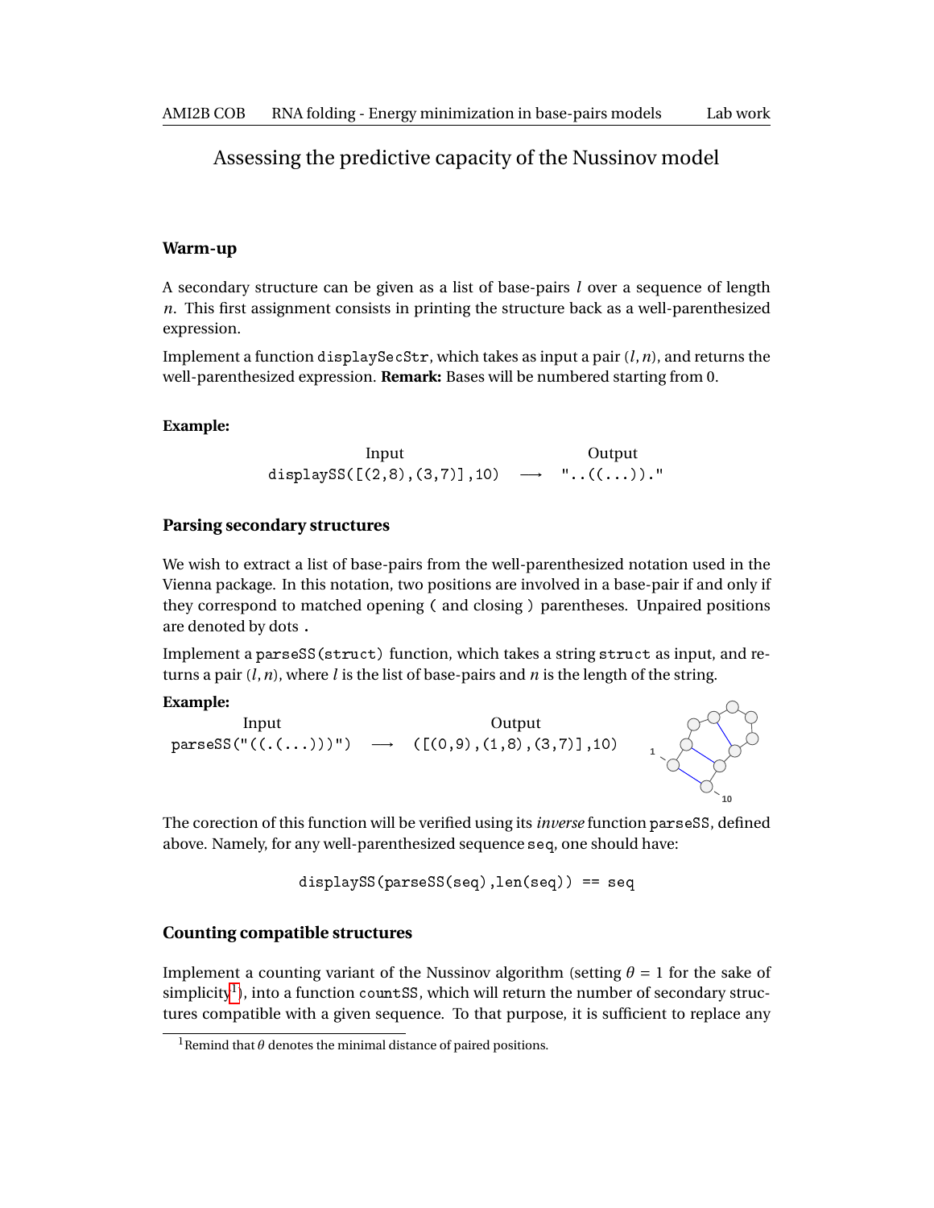# Assessing the predictive capacity of the Nussinov model

### Warm-up

A secondary structure can be given as a list of base-pairs $l$ over a sequence of length $n$. This first assignment consists in printing the structure back as a well-parenthesized expression.

Implement a function `displaySecStr`, which takes as input a pair $(l, n)$, and returns the well-parenthesized expression. **Remark:** Bases will be numbered starting from 0.

**Example:**

| Input | | Output |
|---|---|---|
| `displaySS([(2,8),(3,7)],10)` | $\longrightarrow$ | `"..((...))."` |

### Parsing secondary structures

We wish to extract a list of base-pairs from the well-parenthesized notation used in the Vienna package. In this notation, two positions are involved in a base-pair if and only if they correspond to matched opening `(` and closing `)` parentheses. Unpaired positions are denoted by dots `.`

Implement a `parseSS(struct)` function, which takes a string `struct` as input, and returns a pair $(l, n)$, where $l$ is the list of base-pairs and $n$ is the length of the string.

**Example:**

| Input | | Output |
|---|---|---|
| `parseSS("((.(...)))")` | $\longrightarrow$ | `([(0,9),(1,8),(3,7)],10)` |

The corection of this function will be verified using its *inverse* function `parseSS`, defined above. Namely, for any well-parenthesized sequence `seq`, one should have:

```
displaySS(parseSS(seq),len(seq)) == seq
```

### Counting compatible structures

Implement a counting variant of the Nussinov algorithm (setting $\theta = 1$ for the sake of simplicity[1]), into a function `countSS`, which will return the number of secondary structures compatible with a given sequence. To that purpose, it is sufficient to replace any

[1] Remind that $\theta$ denotes the minimal distance of paired positions.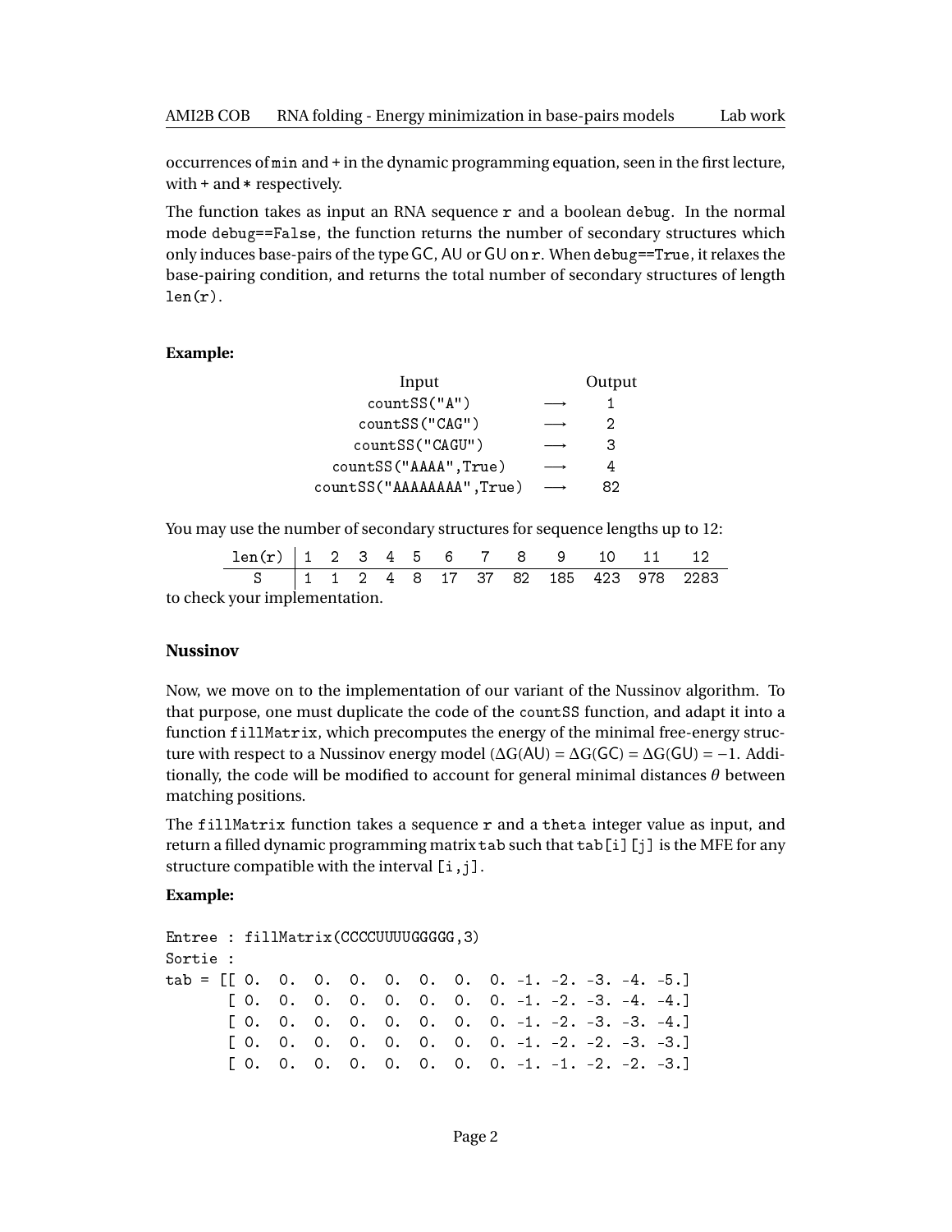occurrences of `min` and `+` in the dynamic programming equation, seen in the first lecture, with `+` and `*` respectively.

The function takes as input an RNA sequence `r` and a boolean `debug`. In the normal mode `debug==False`, the function returns the number of secondary structures which only induces base-pairs of the type GC, AU or GU on `r`. When `debug==True`, it relaxes the base-pairing condition, and returns the total number of secondary structures of length `len(r)`.

**Example:**

| Input | | Output |
|---|---|---|
| `countSS("A")` | ⟶ | 1 |
| `countSS("CAG")` | ⟶ | 2 |
| `countSS("CAGU")` | ⟶ | 3 |
| `countSS("AAAA",True)` | ⟶ | 4 |
| `countSS("AAAAAAAA",True)` | ⟶ | 82 |

You may use the number of secondary structures for sequence lengths up to 12:

| `len(r)` | 1 | 2 | 3 | 4 | 5 | 6 | 7 | 8 | 9 | 10 | 11 | 12 |
|---|---|---|---|---|---|---|---|---|---|---|---|---|
| S | 1 | 1 | 2 | 4 | 8 | 17 | 37 | 82 | 185 | 423 | 978 | 2283 |

to check your implementation.

### Nussinov

Now, we move on to the implementation of our variant of the Nussinov algorithm. To that purpose, one must duplicate the code of the `countSS` function, and adapt it into a function `fillMatrix`, which precomputes the energy of the minimal free-energy structure with respect to a Nussinov energy model ($\Delta G(\text{AU}) = \Delta G(\text{GC}) = \Delta G(\text{GU}) = -1$. Additionally, the code will be modified to account for general minimal distances $\theta$ between matching positions.

The `fillMatrix` function takes a sequence `r` and a `theta` integer value as input, and return a filled dynamic programming matrix `tab` such that `tab[i][j]` is the MFE for any structure compatible with the interval `[i,j]`.

**Example:**

```
Entree : fillMatrix(CCCCUUUUGGGGG,3)
Sortie :
tab = [[ 0.  0.  0.  0.  0.  0.  0.  0. -1. -2. -3. -4. -5.]
       [ 0.  0.  0.  0.  0.  0.  0.  0. -1. -2. -3. -4. -4.]
       [ 0.  0.  0.  0.  0.  0.  0.  0. -1. -2. -3. -3. -4.]
       [ 0.  0.  0.  0.  0.  0.  0.  0. -1. -2. -2. -3. -3.]
       [ 0.  0.  0.  0.  0.  0.  0.  0. -1. -1. -2. -2. -3.]
```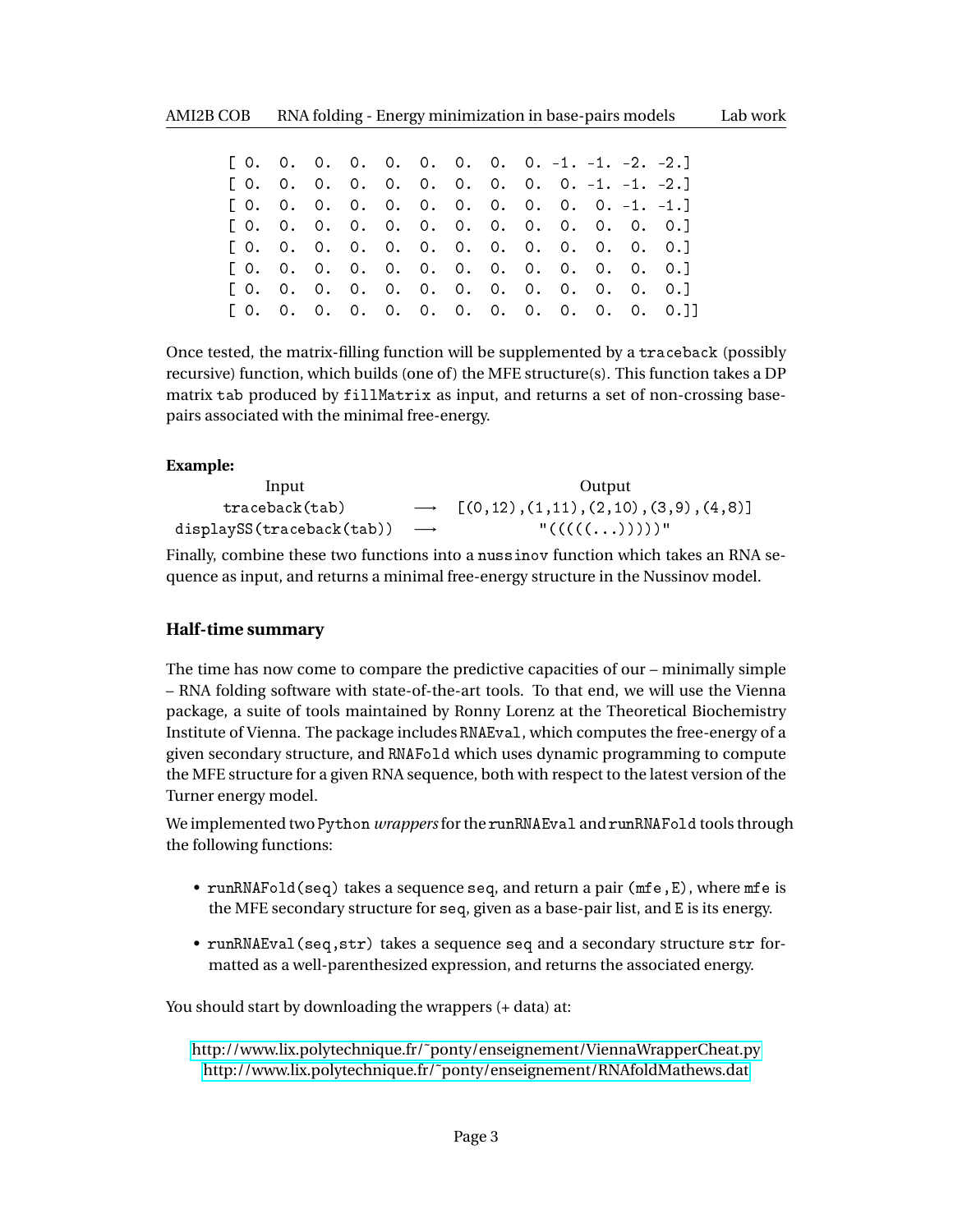```
 [ 0.  0.  0.  0.  0.  0.  0.  0.  0. -1. -1. -2. -2.]
 [ 0.  0.  0.  0.  0.  0.  0.  0.  0.  0. -1. -1. -2.]
 [ 0.  0.  0.  0.  0.  0.  0.  0.  0.  0.  0. -1. -1.]
 [ 0.  0.  0.  0.  0.  0.  0.  0.  0.  0.  0.  0.  0.]
 [ 0.  0.  0.  0.  0.  0.  0.  0.  0.  0.  0.  0.  0.]
 [ 0.  0.  0.  0.  0.  0.  0.  0.  0.  0.  0.  0.  0.]
 [ 0.  0.  0.  0.  0.  0.  0.  0.  0.  0.  0.  0.  0.]
 [ 0.  0.  0.  0.  0.  0.  0.  0.  0.  0.  0.  0.  0.]]
```

Once tested, the matrix-filling function will be supplemented by a `traceback` (possibly recursive) function, which builds (one of) the MFE structure(s). This function takes a DP matrix `tab` produced by `fillMatrix` as input, and returns a set of non-crossing base-pairs associated with the minimal free-energy.

**Example:**

| Input | | Output |
|---|---|---|
| `traceback(tab)` | ⟶ | `[(0,12),(1,11),(2,10),(3,9),(4,8)]` |
| `displaySS(traceback(tab))` | ⟶ | `"(((((...)))))"` |

Finally, combine these two functions into a `nussinov` function which takes an RNA sequence as input, and returns a minimal free-energy structure in the Nussinov model.

### Half-time summary

The time has now come to compare the predictive capacities of our – minimally simple – RNA folding software with state-of-the-art tools. To that end, we will use the Vienna package, a suite of tools maintained by Ronny Lorenz at the Theoretical Biochemistry Institute of Vienna. The package includes `RNAEval`, which computes the free-energy of a given secondary structure, and `RNAFold` which uses dynamic programming to compute the MFE structure for a given RNA sequence, both with respect to the latest version of the Turner energy model.

We implemented two `Python` *wrappers* for the `runRNAEval` and `runRNAFold` tools through the following functions:

- `runRNAFold(seq)` takes a sequence `seq`, and return a pair `(mfe,E)`, where `mfe` is the MFE secondary structure for `seq`, given as a base-pair list, and `E` is its energy.
- `runRNAEval(seq,str)` takes a sequence `seq` and a secondary structure `str` formatted as a well-parenthesized expression, and returns the associated energy.

You should start by downloading the wrappers (+ data) at:

http://www.lix.polytechnique.fr/~ponty/enseignement/ViennaWrapperCheat.py
http://www.lix.polytechnique.fr/~ponty/enseignement/RNAfoldMathews.dat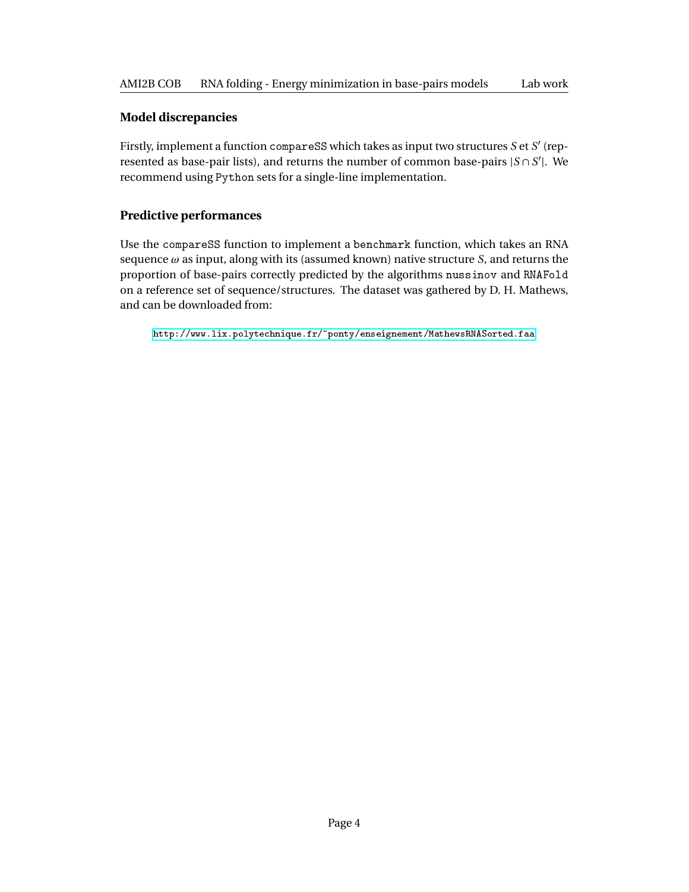### Model discrepancies

Firstly, implement a function `compareSS` which takes as input two structures $S$ et $S'$ (represented as base-pair lists), and returns the number of common base-pairs $|S \cap S'|$. We recommend using `Python` sets for a single-line implementation.

### Predictive performances

Use the `compareSS` function to implement a `benchmark` function, which takes an RNA sequence $\omega$ as input, along with its (assumed known) native structure $S$, and returns the proportion of base-pairs correctly predicted by the algorithms `nussinov` and `RNAFold` on a reference set of sequence/structures. The dataset was gathered by D. H. Mathews, and can be downloaded from:

http://www.lix.polytechnique.fr/~ponty/enseignement/MathewsRNASorted.faa